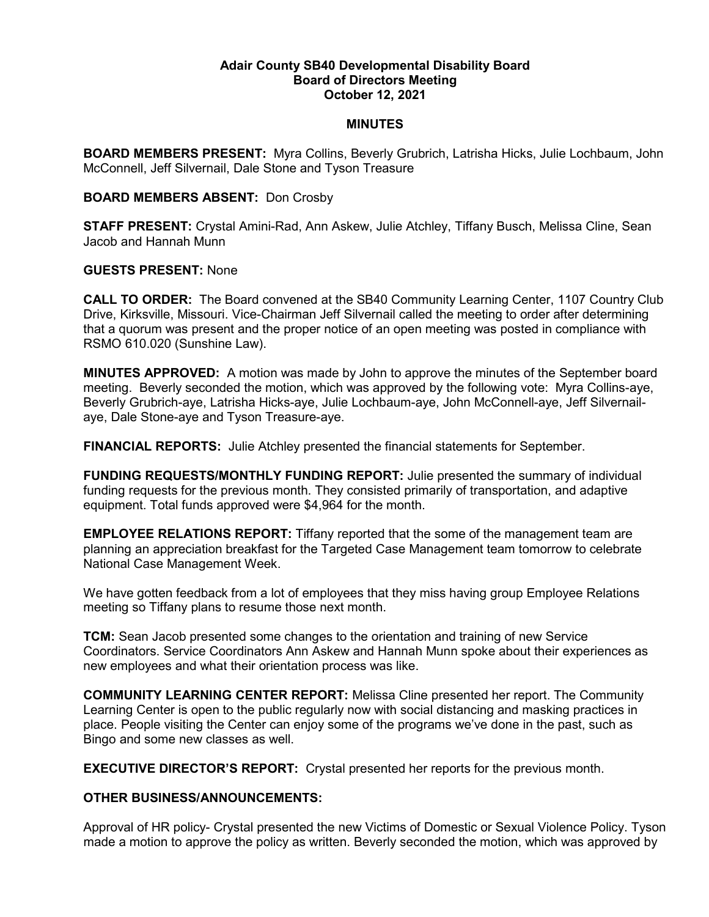**Adair County SB40 Developmental Disability Board**
**Board of Directors Meeting**
**October 12, 2021**

**MINUTES**

**BOARD MEMBERS PRESENT:** Myra Collins, Beverly Grubrich, Latrisha Hicks, Julie Lochbaum, John McConnell, Jeff Silvernail, Dale Stone and Tyson Treasure

**BOARD MEMBERS ABSENT:** Don Crosby

**STAFF PRESENT:** Crystal Amini-Rad, Ann Askew, Julie Atchley, Tiffany Busch, Melissa Cline, Sean Jacob and Hannah Munn

**GUESTS PRESENT:** None

**CALL TO ORDER:** The Board convened at the SB40 Community Learning Center, 1107 Country Club Drive, Kirksville, Missouri. Vice-Chairman Jeff Silvernail called the meeting to order after determining that a quorum was present and the proper notice of an open meeting was posted in compliance with RSMO 610.020 (Sunshine Law).

**MINUTES APPROVED:** A motion was made by John to approve the minutes of the September board meeting. Beverly seconded the motion, which was approved by the following vote: Myra Collins-aye, Beverly Grubrich-aye, Latrisha Hicks-aye, Julie Lochbaum-aye, John McConnell-aye, Jeff Silvernail-aye, Dale Stone-aye and Tyson Treasure-aye.

**FINANCIAL REPORTS:** Julie Atchley presented the financial statements for September.

**FUNDING REQUESTS/MONTHLY FUNDING REPORT:** Julie presented the summary of individual funding requests for the previous month. They consisted primarily of transportation, and adaptive equipment. Total funds approved were $4,964 for the month.

**EMPLOYEE RELATIONS REPORT:** Tiffany reported that the some of the management team are planning an appreciation breakfast for the Targeted Case Management team tomorrow to celebrate National Case Management Week.

We have gotten feedback from a lot of employees that they miss having group Employee Relations meeting so Tiffany plans to resume those next month.

**TCM:** Sean Jacob presented some changes to the orientation and training of new Service Coordinators. Service Coordinators Ann Askew and Hannah Munn spoke about their experiences as new employees and what their orientation process was like.

**COMMUNITY LEARNING CENTER REPORT:** Melissa Cline presented her report. The Community Learning Center is open to the public regularly now with social distancing and masking practices in place. People visiting the Center can enjoy some of the programs we've done in the past, such as Bingo and some new classes as well.

**EXECUTIVE DIRECTOR'S REPORT:** Crystal presented her reports for the previous month.

**OTHER BUSINESS/ANNOUNCEMENTS:**

Approval of HR policy- Crystal presented the new Victims of Domestic or Sexual Violence Policy. Tyson made a motion to approve the policy as written. Beverly seconded the motion, which was approved by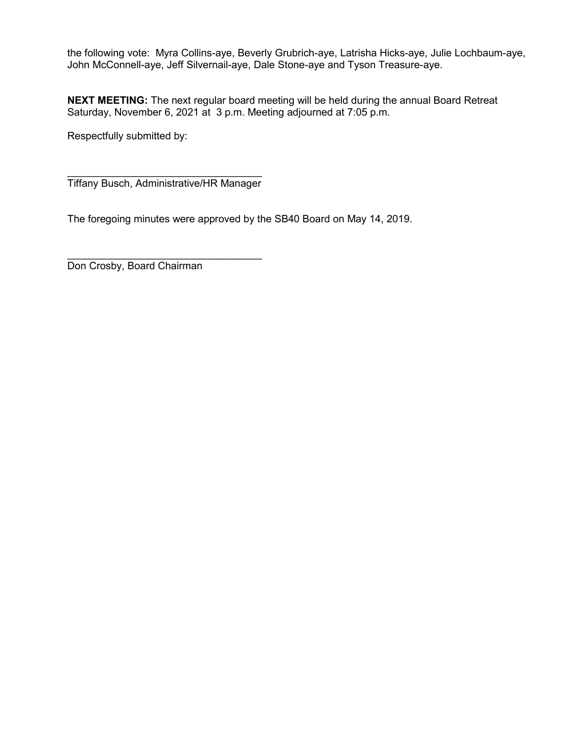the following vote: Myra Collins-aye, Beverly Grubrich-aye, Latrisha Hicks-aye, Julie Lochbaum-aye, John McConnell-aye, Jeff Silvernail-aye, Dale Stone-aye and Tyson Treasure-aye.

**NEXT MEETING:** The next regular board meeting will be held during the annual Board Retreat Saturday, November 6, 2021 at 3 p.m. Meeting adjourned at 7:05 p.m.

Respectfully submitted by:

\_\_\_\_\_\_\_\_\_\_\_\_\_\_\_\_\_\_\_\_\_\_\_\_\_\_\_\_\_\_\_\_\_\_\_
Tiffany Busch, Administrative/HR Manager

The foregoing minutes were approved by the SB40 Board on May 14, 2019.

\_\_\_\_\_\_\_\_\_\_\_\_\_\_\_\_\_\_\_\_\_\_\_\_\_\_\_\_\_\_\_\_\_\_\_
Don Crosby, Board Chairman